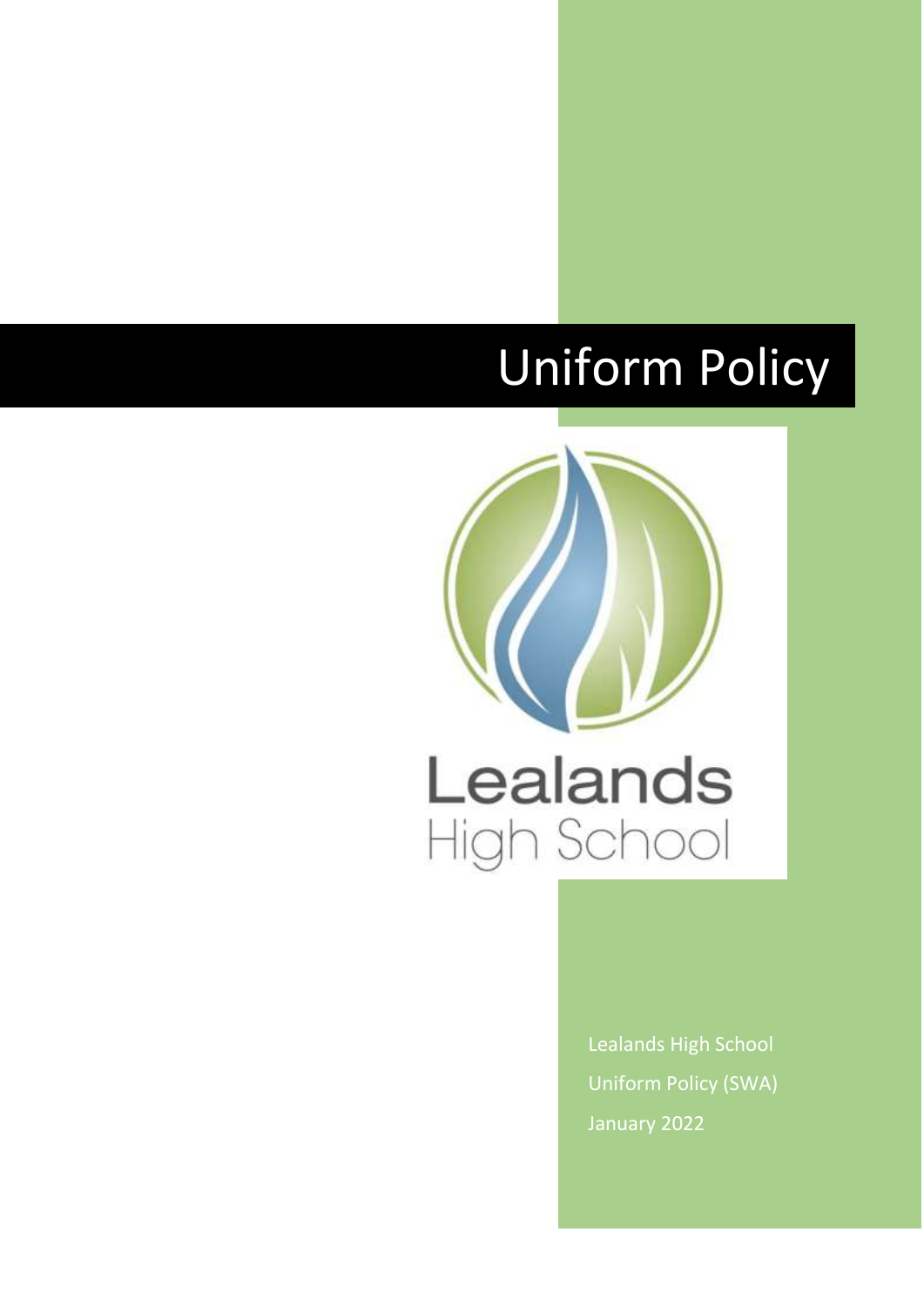# Uniform Policy

Lealands High School

Lealands High School

Uniform Policy (SWA)

January 2022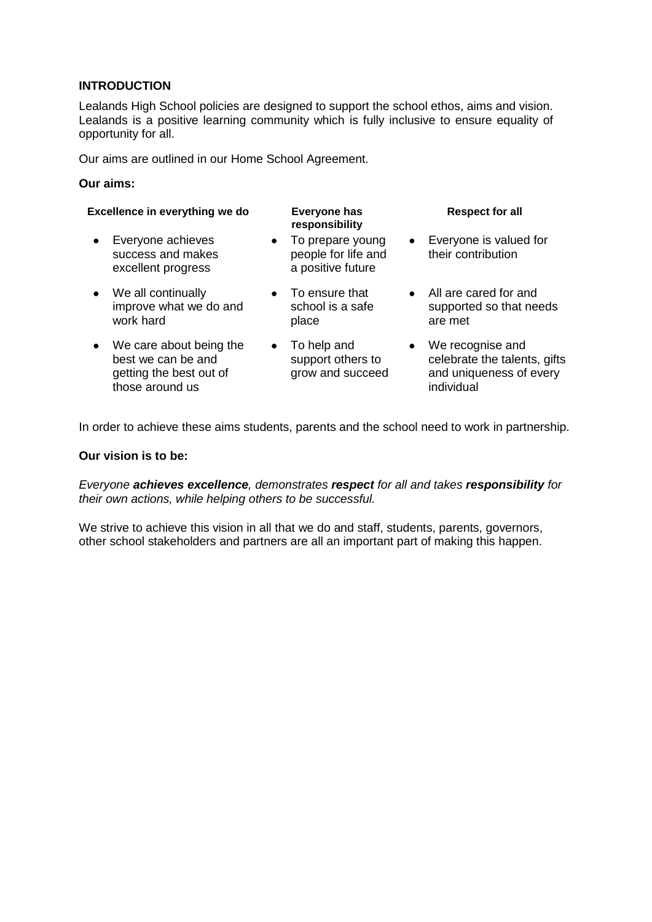## INTRODUCTION

Lealands High School policies are designed to support the school ethos, aims and vision. Lealands is a positive learning community which is fully inclusive to ensure equality of opportunity for all.

Our aims are outlined in our Home School Agreement.

**Our aims:**

| Excellence in everything we do | Everyone has responsibility | Respect for all |
|---|---|---|
| • Everyone achieves success and makes excellent progress | • To prepare young people for life and a positive future | • Everyone is valued for their contribution |
| • We all continually improve what we do and work hard | • To ensure that school is a safe place | • All are cared for and supported so that needs are met |
| • We care about being the best we can be and getting the best out of those around us | • To help and support others to grow and succeed | • We recognise and celebrate the talents, gifts and uniqueness of every individual |

In order to achieve these aims students, parents and the school need to work in partnership.

**Our vision is to be:**

*Everyone **achieves excellence**, demonstrates **respect** for all and takes **responsibility** for their own actions, while helping others to be successful.*

We strive to achieve this vision in all that we do and staff, students, parents, governors, other school stakeholders and partners are all an important part of making this happen.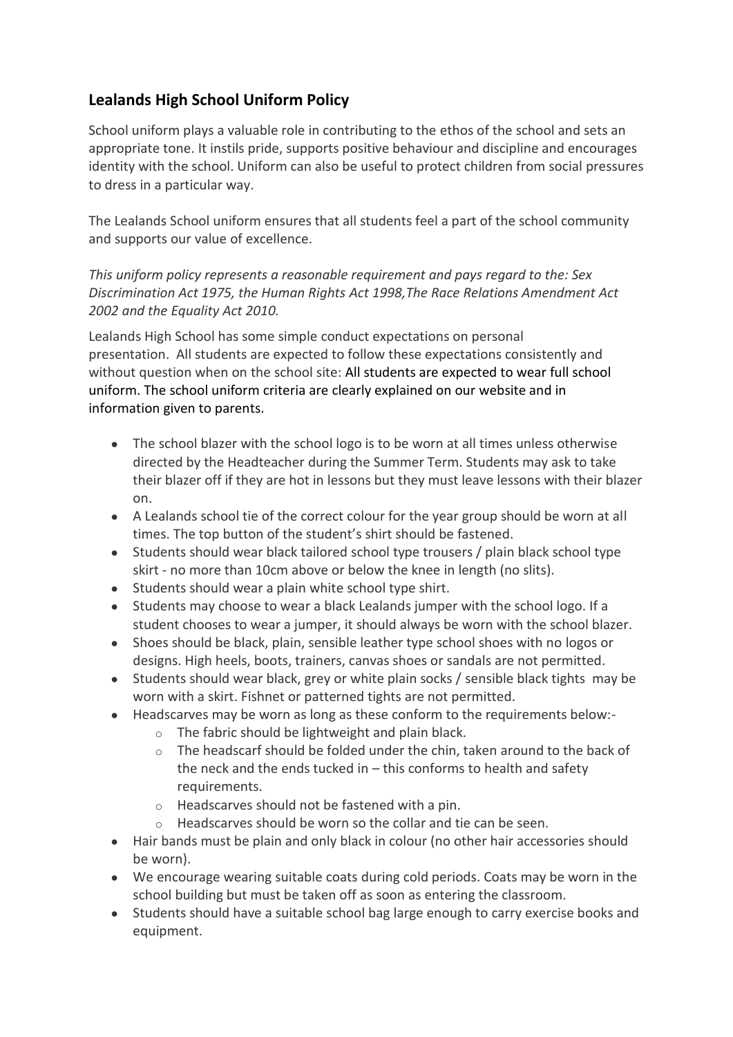## Lealands High School Uniform Policy

School uniform plays a valuable role in contributing to the ethos of the school and sets an appropriate tone. It instils pride, supports positive behaviour and discipline and encourages identity with the school. Uniform can also be useful to protect children from social pressures to dress in a particular way.

The Lealands School uniform ensures that all students feel a part of the school community and supports our value of excellence.

*This uniform policy represents a reasonable requirement and pays regard to the: Sex Discrimination Act 1975, the Human Rights Act 1998,The Race Relations Amendment Act 2002 and the Equality Act 2010.*

Lealands High School has some simple conduct expectations on personal presentation. All students are expected to follow these expectations consistently and without question when on the school site: All students are expected to wear full school uniform. The school uniform criteria are clearly explained on our website and in information given to parents.

- The school blazer with the school logo is to be worn at all times unless otherwise directed by the Headteacher during the Summer Term. Students may ask to take their blazer off if they are hot in lessons but they must leave lessons with their blazer on.
- A Lealands school tie of the correct colour for the year group should be worn at all times. The top button of the student's shirt should be fastened.
- Students should wear black tailored school type trousers / plain black school type skirt - no more than 10cm above or below the knee in length (no slits).
- Students should wear a plain white school type shirt.
- Students may choose to wear a black Lealands jumper with the school logo. If a student chooses to wear a jumper, it should always be worn with the school blazer.
- Shoes should be black, plain, sensible leather type school shoes with no logos or designs. High heels, boots, trainers, canvas shoes or sandals are not permitted.
- Students should wear black, grey or white plain socks / sensible black tights may be worn with a skirt. Fishnet or patterned tights are not permitted.
- Headscarves may be worn as long as these conform to the requirements below:-
  - The fabric should be lightweight and plain black.
  - The headscarf should be folded under the chin, taken around to the back of the neck and the ends tucked in – this conforms to health and safety requirements.
  - Headscarves should not be fastened with a pin.
  - Headscarves should be worn so the collar and tie can be seen.
- Hair bands must be plain and only black in colour (no other hair accessories should be worn).
- We encourage wearing suitable coats during cold periods. Coats may be worn in the school building but must be taken off as soon as entering the classroom.
- Students should have a suitable school bag large enough to carry exercise books and equipment.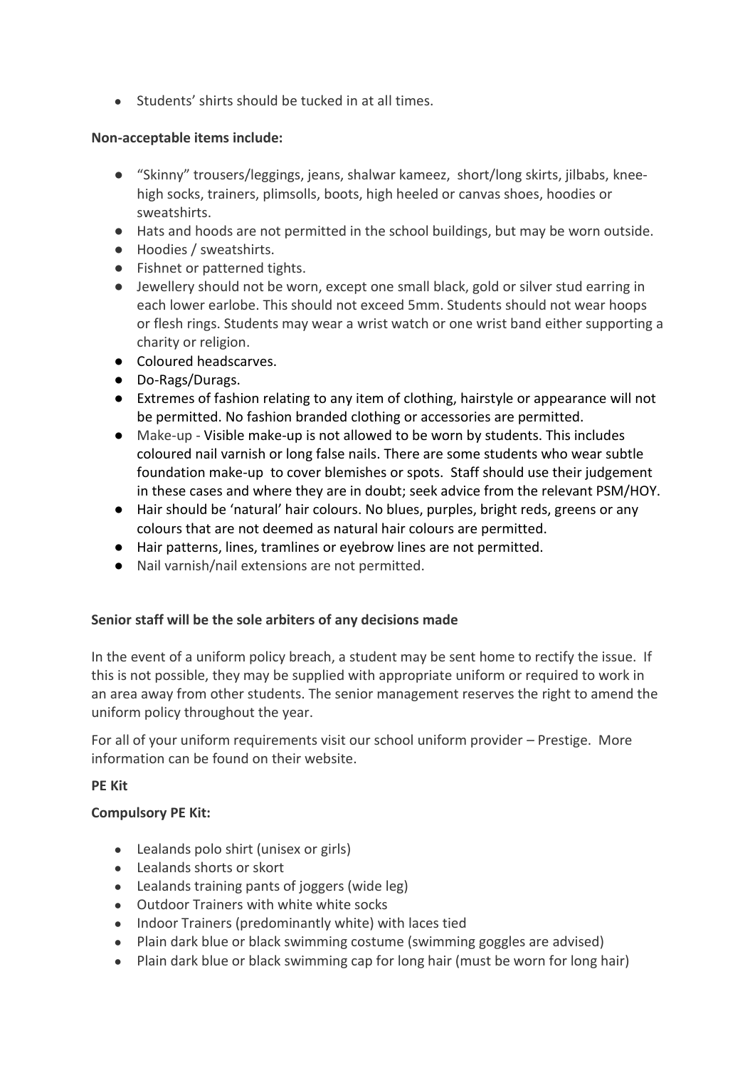- Students' shirts should be tucked in at all times.

**Non-acceptable items include:**

- "Skinny" trousers/leggings, jeans, shalwar kameez, short/long skirts, jilbabs, knee-high socks, trainers, plimsolls, boots, high heeled or canvas shoes, hoodies or sweatshirts.
- Hats and hoods are not permitted in the school buildings, but may be worn outside.
- Hoodies / sweatshirts.
- Fishnet or patterned tights.
- Jewellery should not be worn, except one small black, gold or silver stud earring in each lower earlobe. This should not exceed 5mm. Students should not wear hoops or flesh rings. Students may wear a wrist watch or one wrist band either supporting a charity or religion.
- Coloured headscarves.
- Do-Rags/Durags.
- Extremes of fashion relating to any item of clothing, hairstyle or appearance will not be permitted. No fashion branded clothing or accessories are permitted.
- Make-up - Visible make-up is not allowed to be worn by students. This includes coloured nail varnish or long false nails. There are some students who wear subtle foundation make-up to cover blemishes or spots. Staff should use their judgement in these cases and where they are in doubt; seek advice from the relevant PSM/HOY.
- Hair should be 'natural' hair colours. No blues, purples, bright reds, greens or any colours that are not deemed as natural hair colours are permitted.
- Hair patterns, lines, tramlines or eyebrow lines are not permitted.
- Nail varnish/nail extensions are not permitted.

**Senior staff will be the sole arbiters of any decisions made**

In the event of a uniform policy breach, a student may be sent home to rectify the issue. If this is not possible, they may be supplied with appropriate uniform or required to work in an area away from other students. The senior management reserves the right to amend the uniform policy throughout the year.

For all of your uniform requirements visit our school uniform provider – Prestige. More information can be found on their website.

**PE Kit**

**Compulsory PE Kit:**

- Lealands polo shirt (unisex or girls)
- Lealands shorts or skort
- Lealands training pants of joggers (wide leg)
- Outdoor Trainers with white white socks
- Indoor Trainers (predominantly white) with laces tied
- Plain dark blue or black swimming costume (swimming goggles are advised)
- Plain dark blue or black swimming cap for long hair (must be worn for long hair)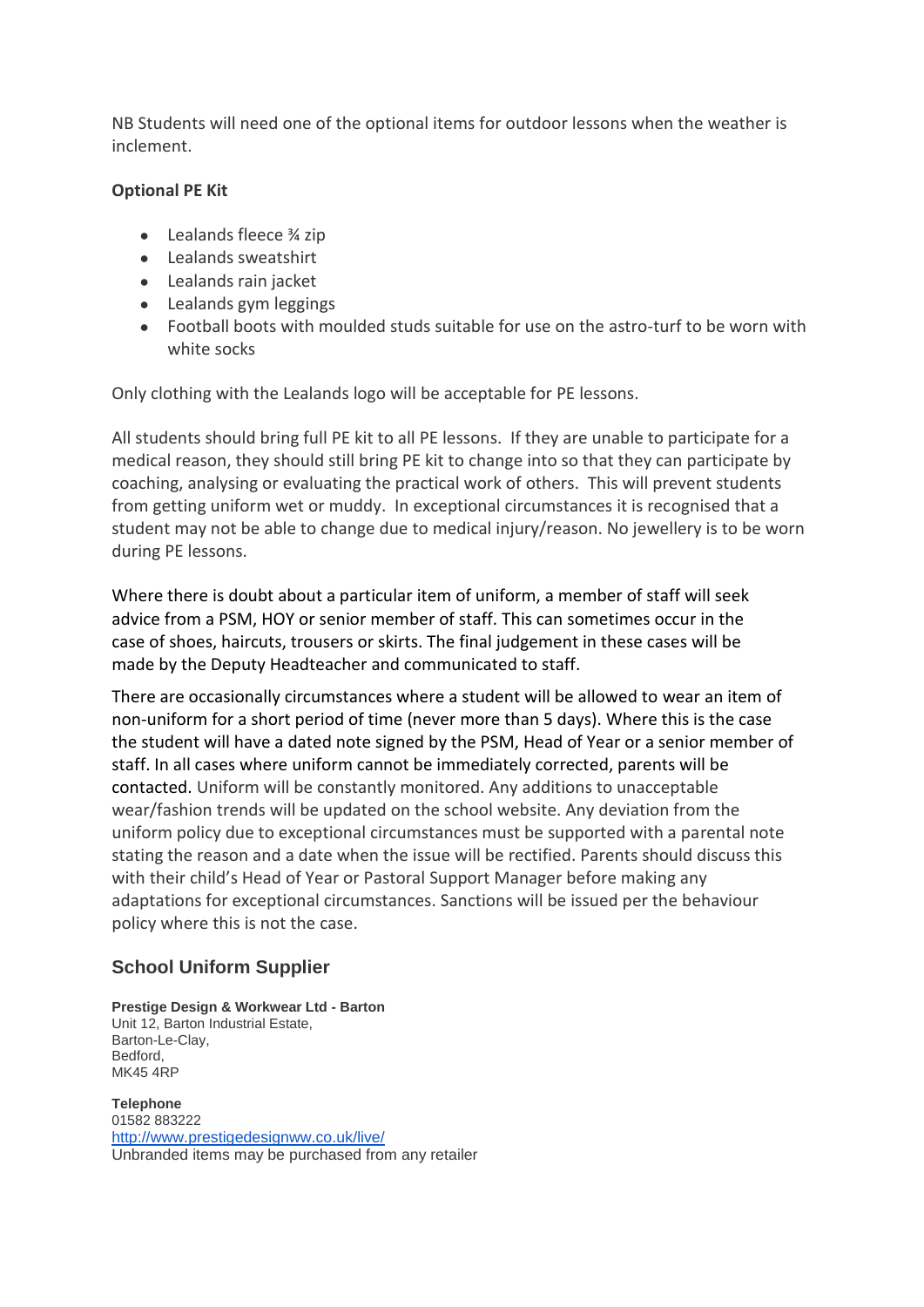NB Students will need one of the optional items for outdoor lessons when the weather is inclement.

**Optional PE Kit**

- Lealands fleece ¾ zip
- Lealands sweatshirt
- Lealands rain jacket
- Lealands gym leggings
- Football boots with moulded studs suitable for use on the astro-turf to be worn with white socks

Only clothing with the Lealands logo will be acceptable for PE lessons.

All students should bring full PE kit to all PE lessons. If they are unable to participate for a medical reason, they should still bring PE kit to change into so that they can participate by coaching, analysing or evaluating the practical work of others. This will prevent students from getting uniform wet or muddy. In exceptional circumstances it is recognised that a student may not be able to change due to medical injury/reason. No jewellery is to be worn during PE lessons.

Where there is doubt about a particular item of uniform, a member of staff will seek advice from a PSM, HOY or senior member of staff. This can sometimes occur in the case of shoes, haircuts, trousers or skirts. The final judgement in these cases will be made by the Deputy Headteacher and communicated to staff.

There are occasionally circumstances where a student will be allowed to wear an item of non-uniform for a short period of time (never more than 5 days). Where this is the case the student will have a dated note signed by the PSM, Head of Year or a senior member of staff. In all cases where uniform cannot be immediately corrected, parents will be contacted. Uniform will be constantly monitored. Any additions to unacceptable wear/fashion trends will be updated on the school website. Any deviation from the uniform policy due to exceptional circumstances must be supported with a parental note stating the reason and a date when the issue will be rectified. Parents should discuss this with their child's Head of Year or Pastoral Support Manager before making any adaptations for exceptional circumstances. Sanctions will be issued per the behaviour policy where this is not the case.

## School Uniform Supplier

**Prestige Design & Workwear Ltd - Barton**
Unit 12, Barton Industrial Estate,
Barton-Le-Clay,
Bedford,
MK45 4RP

**Telephone**
01582 883222
http://www.prestigedesignww.co.uk/live/
Unbranded items may be purchased from any retailer